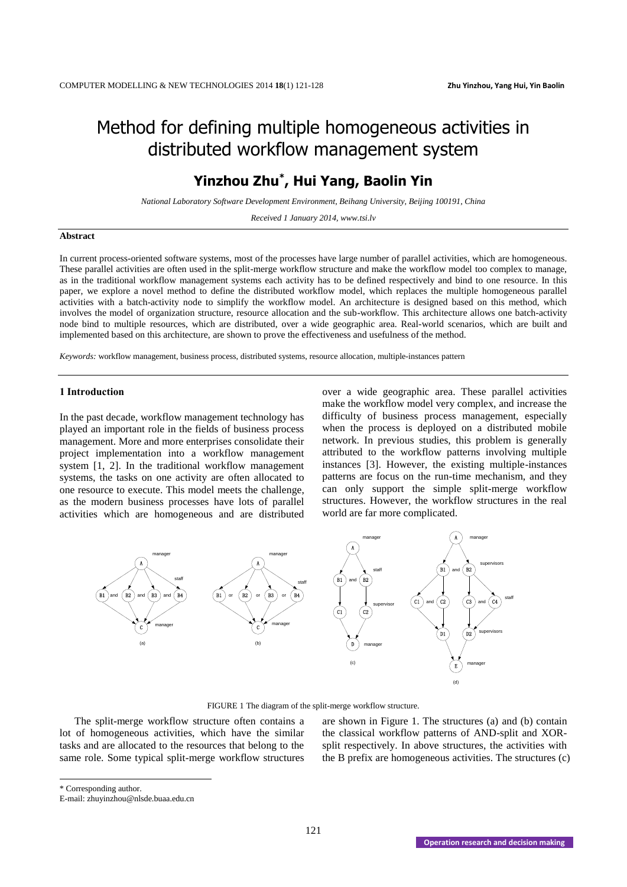# Method for defining multiple homogeneous activities in distributed workflow management system

## Yinzhou Zhu*, Hui Yang, Baolin Yin

*National Laboratory Software Development Environment, Beihang University, Beijing 100191, China*

*Received 1 January 2014, www.tsi.lv*

### Abstract

In current process-oriented software systems, most of the processes have large number of parallel activities, which are homogeneous. These parallel activities are often used in the split-merge workflow structure and make the workflow model too complex to manage, as in the traditional workflow management systems each activity has to be defined respectively and bind to one resource. In this paper, we explore a novel method to define the distributed workflow model, which replaces the multiple homogeneous parallel activities with a batch-activity node to simplify the workflow model. An architecture is designed based on this method, which involves the model of organization structure, resource allocation and the sub-workflow. This architecture allows one batch-activity node bind to multiple resources, which are distributed, over a wide geographic area. Real-world scenarios, which are built and implemented based on this architecture, are shown to prove the effectiveness and usefulness of the method.

*Keywords:* workflow management, business process, distributed systems, resource allocation, multiple-instances pattern

### 1 Introduction

In the past decade, workflow management technology has played an important role in the fields of business process management. More and more enterprises consolidate their project implementation into a workflow management system [1, 2]. In the traditional workflow management systems, the tasks on one activity are often allocated to one resource to execute. This model meets the challenge, as the modern business processes have lots of parallel activities which are homogeneous and are distributed over a wide geographic area. These parallel activities make the workflow model very complex, and increase the difficulty of business process management, especially when the process is deployed on a distributed mobile network. In previous studies, this problem is generally attributed to the workflow patterns involving multiple instances [3]. However, the existing multiple-instances patterns are focus on the run-time mechanism, and they can only support the simple split-merge workflow structures. However, the workflow structures in the real world are far more complicated.

FIGURE 1 The diagram of the split-merge workflow structure.

The split-merge workflow structure often contains a lot of homogeneous activities, which have the similar tasks and are allocated to the resources that belong to the same role. Some typical split-merge workflow structures are shown in Figure 1. The structures (a) and (b) contain the classical workflow patterns of AND-split and XOR-split respectively. In above structures, the activities with the B prefix are homogeneous activities. The structures (c)

* Corresponding author.
E-mail: zhuyinzhou@nlsde.buaa.edu.cn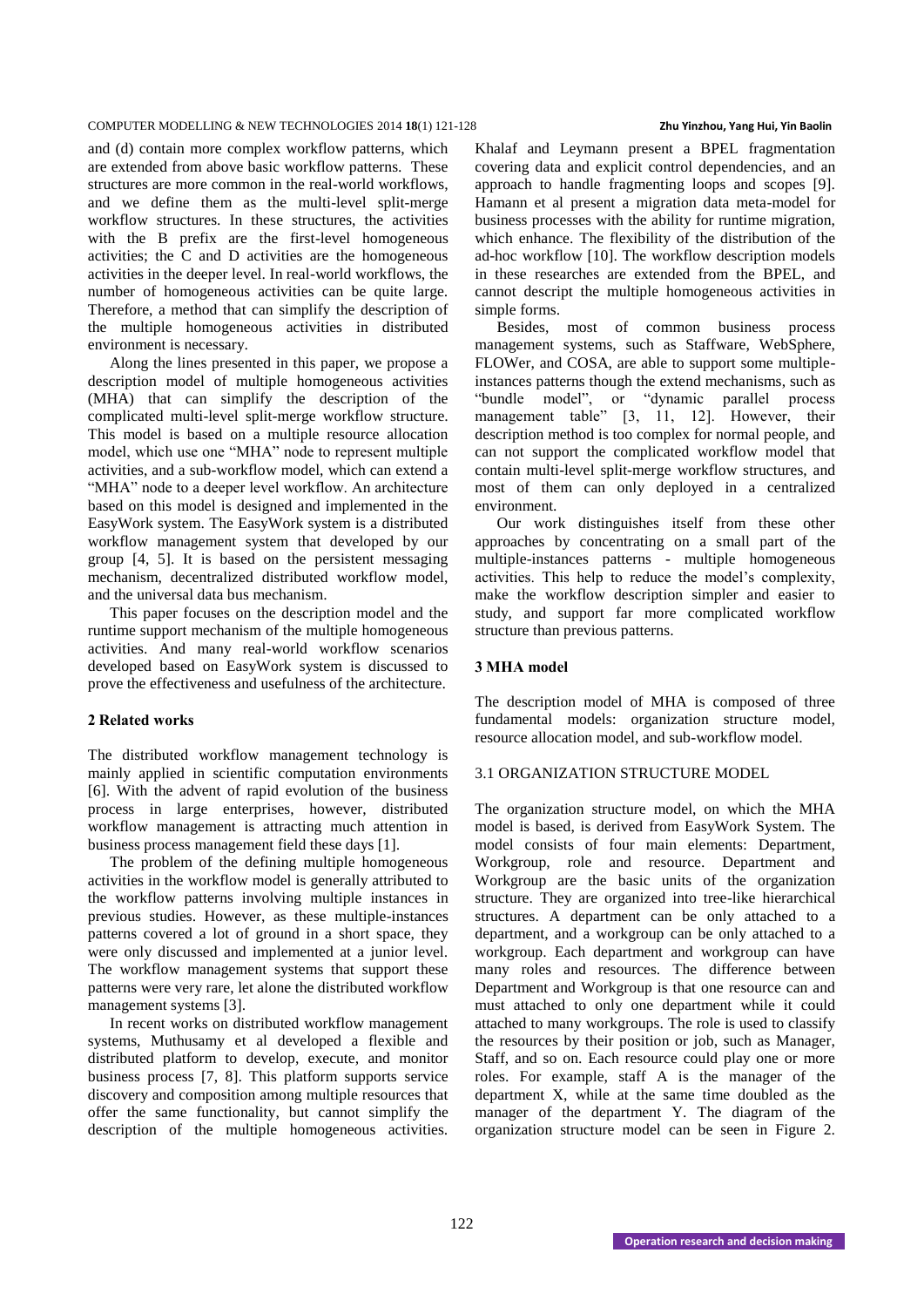and (d) contain more complex workflow patterns, which are extended from above basic workflow patterns. These structures are more common in the real-world workflows, and we define them as the multi-level split-merge workflow structures. In these structures, the activities with the B prefix are the first-level homogeneous activities; the C and D activities are the homogeneous activities in the deeper level. In real-world workflows, the number of homogeneous activities can be quite large. Therefore, a method that can simplify the description of the multiple homogeneous activities in distributed environment is necessary.

Along the lines presented in this paper, we propose a description model of multiple homogeneous activities (MHA) that can simplify the description of the complicated multi-level split-merge workflow structure. This model is based on a multiple resource allocation model, which use one "MHA" node to represent multiple activities, and a sub-workflow model, which can extend a "MHA" node to a deeper level workflow. An architecture based on this model is designed and implemented in the EasyWork system. The EasyWork system is a distributed workflow management system that developed by our group [4, 5]. It is based on the persistent messaging mechanism, decentralized distributed workflow model, and the universal data bus mechanism.

This paper focuses on the description model and the runtime support mechanism of the multiple homogeneous activities. And many real-world workflow scenarios developed based on EasyWork system is discussed to prove the effectiveness and usefulness of the architecture.

## 2 Related works

The distributed workflow management technology is mainly applied in scientific computation environments [6]. With the advent of rapid evolution of the business process in large enterprises, however, distributed workflow management is attracting much attention in business process management field these days [1].

The problem of the defining multiple homogeneous activities in the workflow model is generally attributed to the workflow patterns involving multiple instances in previous studies. However, as these multiple-instances patterns covered a lot of ground in a short space, they were only discussed and implemented at a junior level. The workflow management systems that support these patterns were very rare, let alone the distributed workflow management systems [3].

In recent works on distributed workflow management systems, Muthusamy et al developed a flexible and distributed platform to develop, execute, and monitor business process [7, 8]. This platform supports service discovery and composition among multiple resources that offer the same functionality, but cannot simplify the description of the multiple homogeneous activities. Khalaf and Leymann present a BPEL fragmentation covering data and explicit control dependencies, and an approach to handle fragmenting loops and scopes [9]. Hamann et al present a migration data meta-model for business processes with the ability for runtime migration, which enhance. The flexibility of the distribution of the ad-hoc workflow [10]. The workflow description models in these researches are extended from the BPEL, and cannot descript the multiple homogeneous activities in simple forms.

Besides, most of common business process management systems, such as Staffware, WebSphere, FLOWer, and COSA, are able to support some multiple-instances patterns though the extend mechanisms, such as "bundle model", or "dynamic parallel process management table" [3, 11, 12]. However, their description method is too complex for normal people, and can not support the complicated workflow model that contain multi-level split-merge workflow structures, and most of them can only deployed in a centralized environment.

Our work distinguishes itself from these other approaches by concentrating on a small part of the multiple-instances patterns - multiple homogeneous activities. This help to reduce the model's complexity, make the workflow description simpler and easier to study, and support far more complicated workflow structure than previous patterns.

## 3 MHA model

The description model of MHA is composed of three fundamental models: organization structure model, resource allocation model, and sub-workflow model.

### 3.1 ORGANIZATION STRUCTURE MODEL

The organization structure model, on which the MHA model is based, is derived from EasyWork System. The model consists of four main elements: Department, Workgroup, role and resource. Department and Workgroup are the basic units of the organization structure. They are organized into tree-like hierarchical structures. A department can be only attached to a department, and a workgroup can be only attached to a workgroup. Each department and workgroup can have many roles and resources. The difference between Department and Workgroup is that one resource can and must attached to only one department while it could attached to many workgroups. The role is used to classify the resources by their position or job, such as Manager, Staff, and so on. Each resource could play one or more roles. For example, staff A is the manager of the department X, while at the same time doubled as the manager of the department Y. The diagram of the organization structure model can be seen in Figure 2.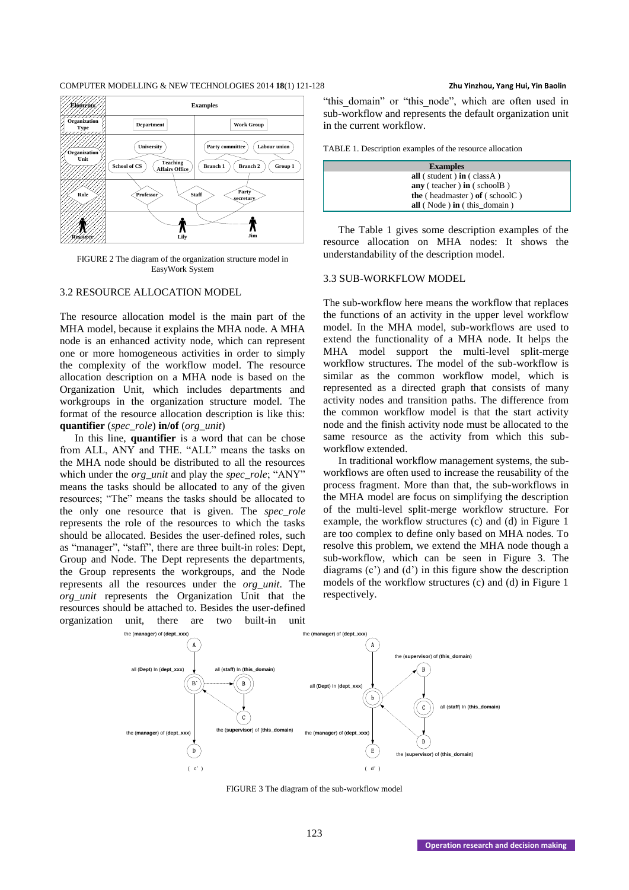FIGURE 2 The diagram of the organization structure model in EasyWork System

## 3.2 RESOURCE ALLOCATION MODEL

The resource allocation model is the main part of the MHA model, because it explains the MHA node. A MHA node is an enhanced activity node, which can represent one or more homogeneous activities in order to simply the complexity of the workflow model. The resource allocation description on a MHA node is based on the Organization Unit, which includes departments and workgroups in the organization structure model. The format of the resource allocation description is like this: **quantifier** (*spec_role*) **in/of** (*org_unit*)

In this line, **quantifier** is a word that can be chose from ALL, ANY and THE. "ALL" means the tasks on the MHA node should be distributed to all the resources which under the *org_unit* and play the *spec_role*; "ANY" means the tasks should be allocated to any of the given resources; "The" means the tasks should be allocated to the only one resource that is given. The *spec_role* represents the role of the resources to which the tasks should be allocated. Besides the user-defined roles, such as "manager", "staff", there are three built-in roles: Dept, Group and Node. The Dept represents the departments, the Group represents the workgroups, and the Node represents all the resources under the *org_unit*. The *org_unit* represents the Organization Unit that the resources should be attached to. Besides the user-defined organization unit, there are two built-in unit "this_domain" or "this_node", which are often used in sub-workflow and represents the default organization unit in the current workflow.

TABLE 1. Description examples of the resource allocation

| Examples |
|---|
| **all** ( student ) **in** ( classA ) |
| **any** ( teacher ) **in** ( schoolB ) |
| **the** ( headmaster ) **of** ( schoolC ) |
| **all** ( Node ) **in** ( this_domain ) |

The Table 1 gives some description examples of the resource allocation on MHA nodes: It shows the understandability of the description model.

## 3.3 SUB-WORKFLOW MODEL

The sub-workflow here means the workflow that replaces the functions of an activity in the upper level workflow model. In the MHA model, sub-workflows are used to extend the functionality of a MHA node. It helps the MHA model support the multi-level split-merge workflow structures. The model of the sub-workflow is similar as the common workflow model, which is represented as a directed graph that consists of many activity nodes and transition paths. The difference from the common workflow model is that the start activity node and the finish activity node must be allocated to the same resource as the activity from which this sub-workflow extended.

In traditional workflow management systems, the sub-workflows are often used to increase the reusability of the process fragment. More than that, the sub-workflows in the MHA model are focus on simplifying the description of the multi-level split-merge workflow structure. For example, the workflow structures (c) and (d) in Figure 1 are too complex to define only based on MHA nodes. To resolve this problem, we extend the MHA node though a sub-workflow, which can be seen in Figure 3. The diagrams (c') and (d') in this figure show the description models of the workflow structures (c) and (d) in Figure 1 respectively.

FIGURE 3 The diagram of the sub-workflow model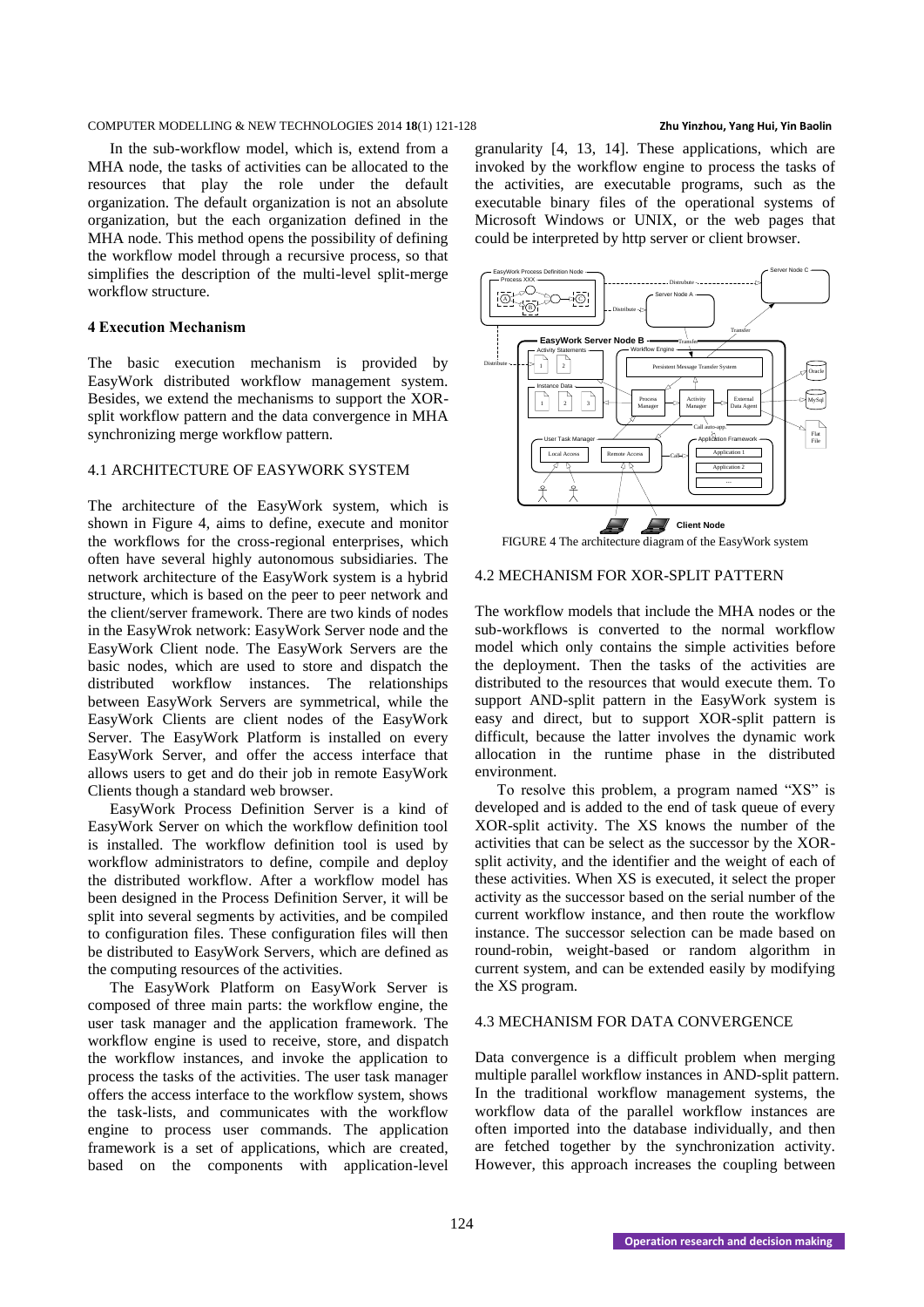In the sub-workflow model, which is, extend from a MHA node, the tasks of activities can be allocated to the resources that play the role under the default organization. The default organization is not an absolute organization, but the each organization defined in the MHA node. This method opens the possibility of defining the workflow model through a recursive process, so that simplifies the description of the multi-level split-merge workflow structure.

## 4 Execution Mechanism

The basic execution mechanism is provided by EasyWork distributed workflow management system. Besides, we extend the mechanisms to support the XOR-split workflow pattern and the data convergence in MHA synchronizing merge workflow pattern.

### 4.1 ARCHITECTURE OF EASYWORK SYSTEM

The architecture of the EasyWork system, which is shown in Figure 4, aims to define, execute and monitor the workflows for the cross-regional enterprises, which often have several highly autonomous subsidiaries. The network architecture of the EasyWork system is a hybrid structure, which is based on the peer to peer network and the client/server framework. There are two kinds of nodes in the EasyWrok network: EasyWork Server node and the EasyWork Client node. The EasyWork Servers are the basic nodes, which are used to store and dispatch the distributed workflow instances. The relationships between EasyWork Servers are symmetrical, while the EasyWork Clients are client nodes of the EasyWork Server. The EasyWork Platform is installed on every EasyWork Server, and offer the access interface that allows users to get and do their job in remote EasyWork Clients though a standard web browser.

EasyWork Process Definition Server is a kind of EasyWork Server on which the workflow definition tool is installed. The workflow definition tool is used by workflow administrators to define, compile and deploy the distributed workflow. After a workflow model has been designed in the Process Definition Server, it will be split into several segments by activities, and be compiled to configuration files. These configuration files will then be distributed to EasyWork Servers, which are defined as the computing resources of the activities.

The EasyWork Platform on EasyWork Server is composed of three main parts: the workflow engine, the user task manager and the application framework. The workflow engine is used to receive, store, and dispatch the workflow instances, and invoke the application to process the tasks of the activities. The user task manager offers the access interface to the workflow system, shows the task-lists, and communicates with the workflow engine to process user commands. The application framework is a set of applications, which are created, based on the components with application-level granularity [4, 13, 14]. These applications, which are invoked by the workflow engine to process the tasks of the activities, are executable programs, such as the executable binary files of the operational systems of Microsoft Windows or UNIX, or the web pages that could be interpreted by http server or client browser.

FIGURE 4 The architecture diagram of the EasyWork system

### 4.2 MECHANISM FOR XOR-SPLIT PATTERN

The workflow models that include the MHA nodes or the sub-workflows is converted to the normal workflow model which only contains the simple activities before the deployment. Then the tasks of the activities are distributed to the resources that would execute them. To support AND-split pattern in the EasyWork system is easy and direct, but to support XOR-split pattern is difficult, because the latter involves the dynamic work allocation in the runtime phase in the distributed environment.

To resolve this problem, a program named "XS" is developed and is added to the end of task queue of every XOR-split activity. The XS knows the number of the activities that can be select as the successor by the XOR-split activity, and the identifier and the weight of each of these activities. When XS is executed, it select the proper activity as the successor based on the serial number of the current workflow instance, and then route the workflow instance. The successor selection can be made based on round-robin, weight-based or random algorithm in current system, and can be extended easily by modifying the XS program.

### 4.3 MECHANISM FOR DATA CONVERGENCE

Data convergence is a difficult problem when merging multiple parallel workflow instances in AND-split pattern. In the traditional workflow management systems, the workflow data of the parallel workflow instances are often imported into the database individually, and then are fetched together by the synchronization activity. However, this approach increases the coupling between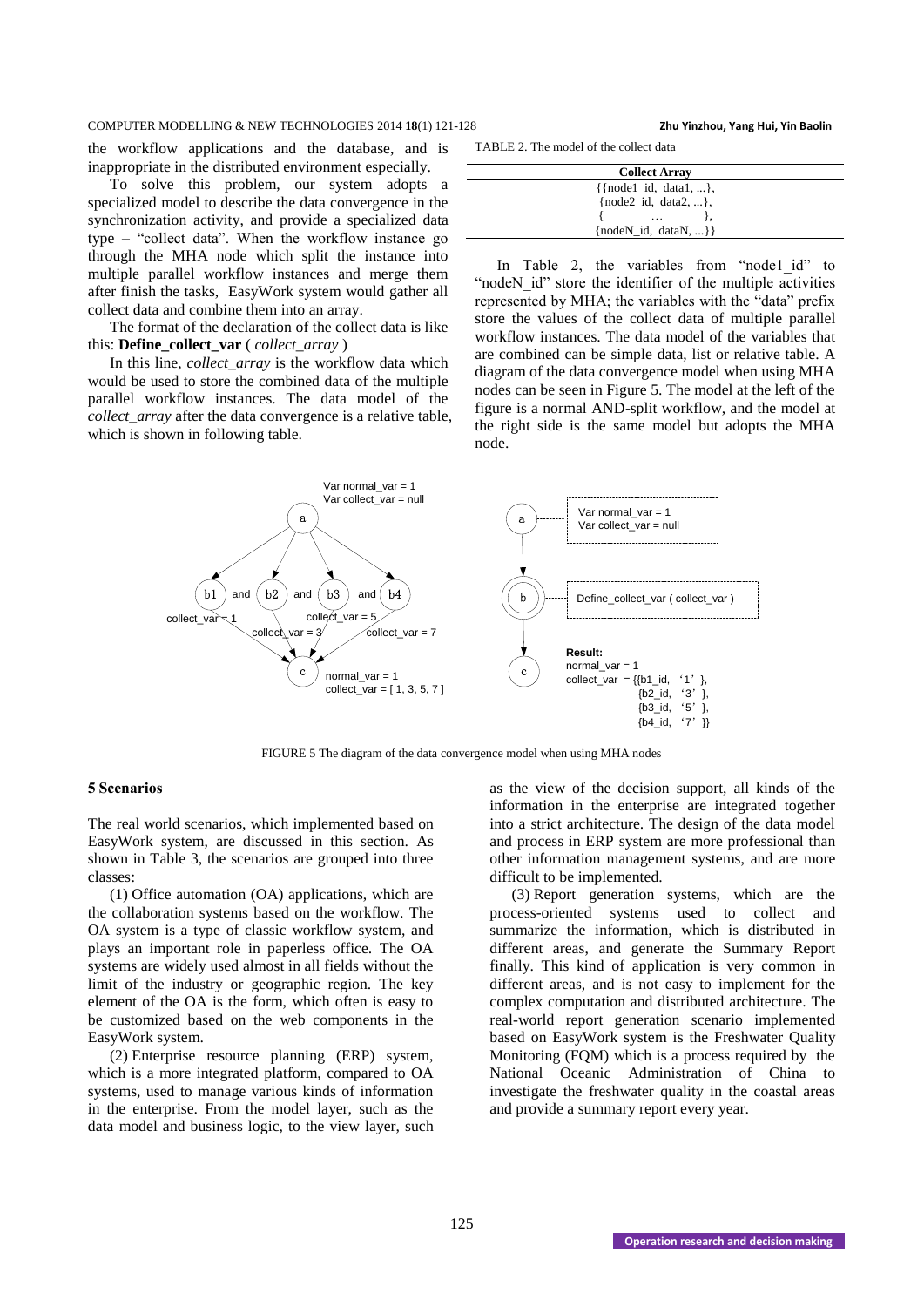the workflow applications and the database, and is inappropriate in the distributed environment especially.

To solve this problem, our system adopts a specialized model to describe the data convergence in the synchronization activity, and provide a specialized data type – "collect data". When the workflow instance go through the MHA node which split the instance into multiple parallel workflow instances and merge them after finish the tasks, EasyWork system would gather all collect data and combine them into an array.

The format of the declaration of the collect data is like this: **Define_collect_var** ( *collect_array* )

In this line, *collect_array* is the workflow data which would be used to store the combined data of the multiple parallel workflow instances. The data model of the *collect_array* after the data convergence is a relative table, which is shown in following table.

TABLE 2. The model of the collect data

| Collect Array |
|---|
| {{node1_id, data1, ...}, |
| {node2_id, data2, ...}, |
| { ... }, |
| {nodeN_id, dataN, ...}} |

In Table 2, the variables from "node1_id" to "nodeN_id" store the identifier of the multiple activities represented by MHA; the variables with the "data" prefix store the values of the collect data of multiple parallel workflow instances. The data model of the variables that are combined can be simple data, list or relative table. A diagram of the data convergence model when using MHA nodes can be seen in Figure 5. The model at the left of the figure is a normal AND-split workflow, and the model at the right side is the same model but adopts the MHA node.

FIGURE 5 The diagram of the data convergence model when using MHA nodes

## 5 Scenarios

The real world scenarios, which implemented based on EasyWork system, are discussed in this section. As shown in Table 3, the scenarios are grouped into three classes:

(1) Office automation (OA) applications, which are the collaboration systems based on the workflow. The OA system is a type of classic workflow system, and plays an important role in paperless office. The OA systems are widely used almost in all fields without the limit of the industry or geographic region. The key element of the OA is the form, which often is easy to be customized based on the web components in the EasyWork system.

(2) Enterprise resource planning (ERP) system, which is a more integrated platform, compared to OA systems, used to manage various kinds of information in the enterprise. From the model layer, such as the data model and business logic, to the view layer, such as the view of the decision support, all kinds of the information in the enterprise are integrated together into a strict architecture. The design of the data model and process in ERP system are more professional than other information management systems, and are more difficult to be implemented.

(3) Report generation systems, which are the process-oriented systems used to collect and summarize the information, which is distributed in different areas, and generate the Summary Report finally. This kind of application is very common in different areas, and is not easy to implement for the complex computation and distributed architecture. The real-world report generation scenario implemented based on EasyWork system is the Freshwater Quality Monitoring (FQM) which is a process required by the National Oceanic Administration of China to investigate the freshwater quality in the coastal areas and provide a summary report every year.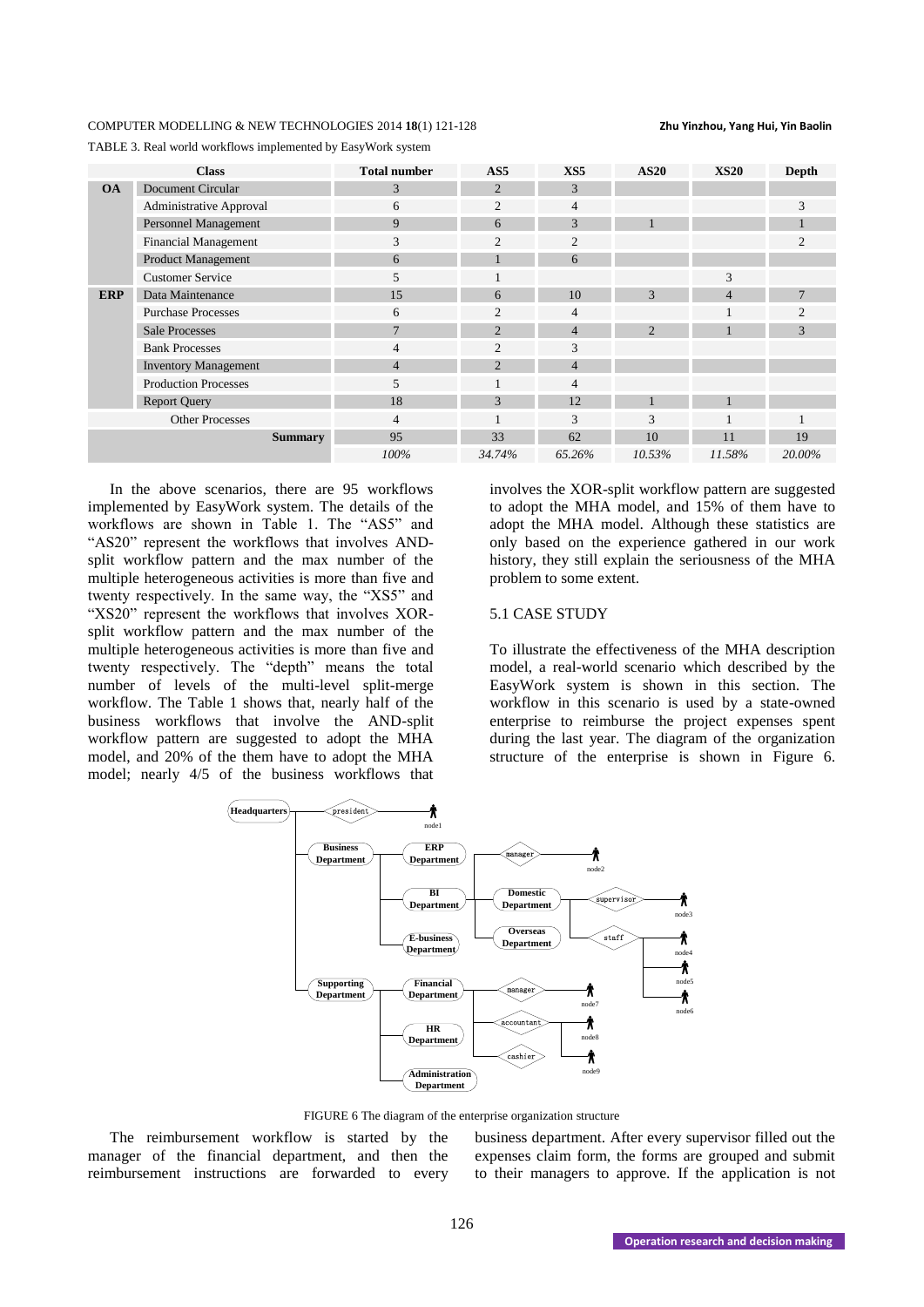TABLE 3. Real world workflows implemented by EasyWork system

| Class | | Total number | AS5 | XS5 | AS20 | XS20 | Depth |
|---|---|---|---|---|---|---|---|
| **OA** | Document Circular | 3 | 2 | 3 | | | |
| | Administrative Approval | 6 | 2 | 4 | | | 3 |
| | Personnel Management | 9 | 6 | 3 | 1 | | 1 |
| | Financial Management | 3 | 2 | 2 | | | 2 |
| | Product Management | 6 | 1 | 6 | | | |
| | Customer Service | 5 | 1 | | | 3 | |
| **ERP** | Data Maintenance | 15 | 6 | 10 | 3 | 4 | 7 |
| | Purchase Processes | 6 | 2 | 4 | | 1 | 2 |
| | Sale Processes | 7 | 2 | 4 | 2 | 1 | 3 |
| | Bank Processes | 4 | 2 | 3 | | | |
| | Inventory Management | 4 | 2 | 4 | | | |
| | Production Processes | 5 | 1 | 4 | | | |
| | Report Query | 18 | 3 | 12 | 1 | 1 | |
| Other Processes | | 4 | 1 | 3 | 3 | 1 | 1 |
| | **Summary** | 95 | 33 | 62 | 10 | 11 | 19 |
| | | *100%* | *34.74%* | *65.26%* | *10.53%* | *11.58%* | *20.00%* |

In the above scenarios, there are 95 workflows implemented by EasyWork system. The details of the workflows are shown in Table 1. The "AS5" and "AS20" represent the workflows that involves AND-split workflow pattern and the max number of the multiple heterogeneous activities is more than five and twenty respectively. In the same way, the "XS5" and "XS20" represent the workflows that involves XOR-split workflow pattern and the max number of the multiple heterogeneous activities is more than five and twenty respectively. The "depth" means the total number of levels of the multi-level split-merge workflow. The Table 1 shows that, nearly half of the business workflows that involve the AND-split workflow pattern are suggested to adopt the MHA model, and 20% of the them have to adopt the MHA model; nearly 4/5 of the business workflows that involves the XOR-split workflow pattern are suggested to adopt the MHA model, and 15% of them have to adopt the MHA model. Although these statistics are only based on the experience gathered in our work history, they still explain the seriousness of the MHA problem to some extent.

## 5.1 CASE STUDY

To illustrate the effectiveness of the MHA description model, a real-world scenario which described by the EasyWork system is shown in this section. The workflow in this scenario is used by a state-owned enterprise to reimburse the project expenses spent during the last year. The diagram of the organization structure of the enterprise is shown in Figure 6.

FIGURE 6 The diagram of the enterprise organization structure

The reimbursement workflow is started by the manager of the financial department, and then the reimbursement instructions are forwarded to every business department. After every supervisor filled out the expenses claim form, the forms are grouped and submit to their managers to approve. If the application is not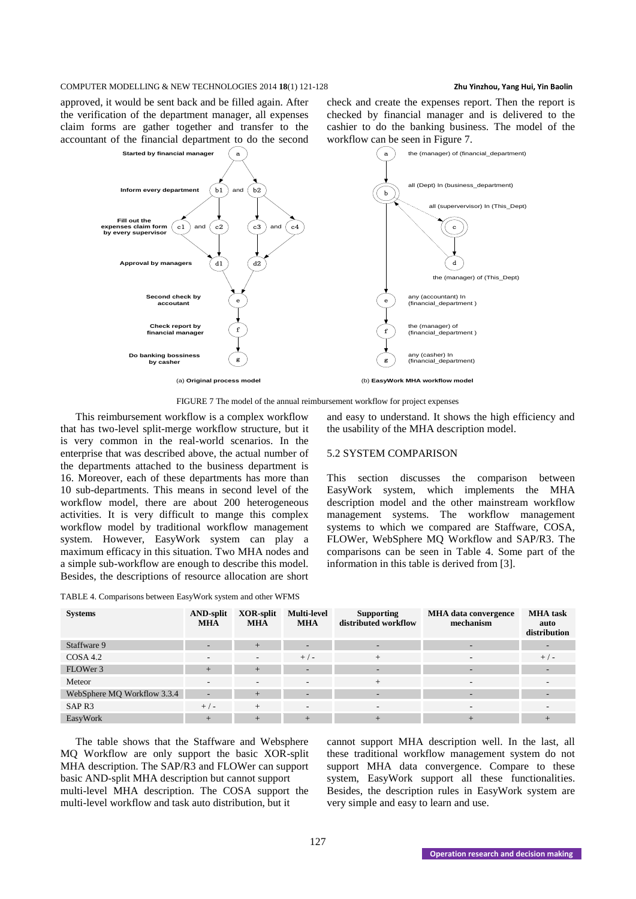approved, it would be sent back and be filled again. After the verification of the department manager, all expenses claim forms are gather together and transfer to the accountant of the financial department to do the second check and create the expenses report. Then the report is checked by financial manager and is delivered to the cashier to do the banking business. The model of the workflow can be seen in Figure 7.

(a) **Original process model**

(b) **EasyWork MHA workflow model**

FIGURE 7 The model of the annual reimbursement workflow for project expenses

This reimbursement workflow is a complex workflow that has two-level split-merge workflow structure, but it is very common in the real-world scenarios. In the enterprise that was described above, the actual number of the departments attached to the business department is 16. Moreover, each of these departments has more than 10 sub-departments. This means in second level of the workflow model, there are about 200 heterogeneous activities. It is very difficult to mange this complex workflow model by traditional workflow management system. However, EasyWork system can play a maximum efficacy in this situation. Two MHA nodes and a simple sub-workflow are enough to describe this model. Besides, the descriptions of resource allocation are short and easy to understand. It shows the high efficiency and the usability of the MHA description model.

## 5.2 SYSTEM COMPARISON

This section discusses the comparison between EasyWork system, which implements the MHA description model and the other mainstream workflow management systems. The workflow management systems to which we compared are Staffware, COSA, FLOWer, WebSphere MQ Workflow and SAP/R3. The comparisons can be seen in Table 4. Some part of the information in this table is derived from [3].

TABLE 4. Comparisons between EasyWork system and other WFMS

| Systems | AND-split MHA | XOR-split MHA | Multi-level MHA | Supporting distributed workflow | MHA data convergence mechanism | MHA task auto distribution |
|---|---|---|---|---|---|---|
| Staffware 9 | - | + | - | - | - | - |
| COSA 4.2 | - | - | + / - | + | - | + / - |
| FLOWer 3 | + | + | - | - | - | - |
| Meteor | - | - | - | + | - | - |
| WebSphere MQ Workflow 3.3.4 | - | + | - | - | - | - |
| SAP R3 | + / - | + | - | - | - | - |
| EasyWork | + | + | + | + | + | + |

The table shows that the Staffware and Websphere MQ Workflow are only support the basic XOR-split MHA description. The SAP/R3 and FLOWer can support basic AND-split MHA description but cannot support multi-level MHA description. The COSA support the multi-level workflow and task auto distribution, but it cannot support MHA description well. In the last, all these traditional workflow management system do not support MHA data convergence. Compare to these system, EasyWork support all these functionalities. Besides, the description rules in EasyWork system are very simple and easy to learn and use.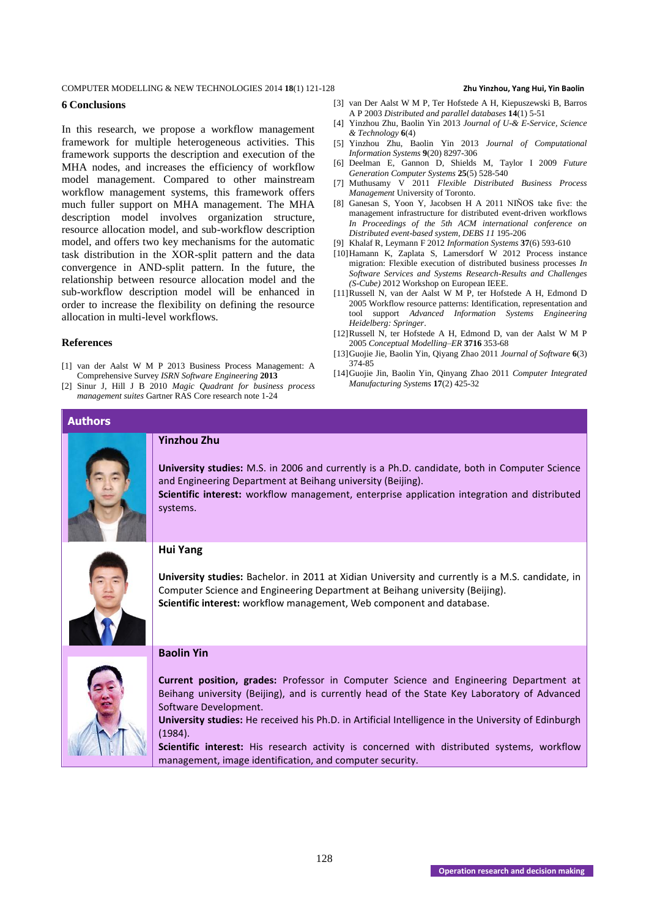## 6 Conclusions

In this research, we propose a workflow management framework for multiple heterogeneous activities. This framework supports the description and execution of the MHA nodes, and increases the efficiency of workflow model management. Compared to other mainstream workflow management systems, this framework offers much fuller support on MHA management. The MHA description model involves organization structure, resource allocation model, and sub-workflow description model, and offers two key mechanisms for the automatic task distribution in the XOR-split pattern and the data convergence in AND-split pattern. In the future, the relationship between resource allocation model and the sub-workflow description model will be enhanced in order to increase the flexibility on defining the resource allocation in multi-level workflows.

## References

[1] van der Aalst W M P 2013 Business Process Management: A Comprehensive Survey *ISRN Software Engineering* **2013**

[2] Sinur J, Hill J B 2010 *Magic Quadrant for business process management suites* Gartner RAS Core research note 1-24

[3] van Der Aalst W M P, Ter Hofstede A H, Kiepuszewski B, Barros A P 2003 *Distributed and parallel databases* **14**(1) 5-51

[4] Yinzhou Zhu, Baolin Yin 2013 *Journal of U-& E-Service, Science & Technology* **6**(4)

[5] Yinzhou Zhu, Baolin Yin 2013 *Journal of Computational Information Systems* **9**(20) 8297-306

[6] Deelman E, Gannon D, Shields M, Taylor I 2009 *Future Generation Computer Systems* **25**(5) 528-540

[7] Muthusamy V 2011 *Flexible Distributed Business Process Management* University of Toronto.

[8] Ganesan S, Yoon Y, Jacobsen H A 2011 NIÑOS take five: the management infrastructure for distributed event-driven workflows *In Proceedings of the 5th ACM international conference on Distributed event-based system, DEBS 11* 195-206

[9] Khalaf R, Leymann F 2012 *Information Systems* **37**(6) 593-610

[10] Hamann K, Zaplata S, Lamersdorf W 2012 Process instance migration: Flexible execution of distributed business processes *In Software Services and Systems Research-Results and Challenges (S-Cube)* 2012 Workshop on European IEEE.

[11] Russell N, van der Aalst W M P, ter Hofstede A H, Edmond D 2005 Workflow resource patterns: Identification, representation and tool support *Advanced Information Systems Engineering Heidelberg: Springer*.

[12] Russell N, ter Hofstede A H, Edmond D, van der Aalst W M P 2005 *Conceptual Modelling–ER* **3716** 353-68

[13] Guojie Jie, Baolin Yin, Qiyang Zhao 2011 *Journal of Software* **6**(3) 374-85

[14] Guojie Jin, Baolin Yin, Qinyang Zhao 2011 *Computer Integrated Manufacturing Systems* **17**(2) 425-32

## Authors

**Yinzhou Zhu**

**University studies:** M.S. in 2006 and currently is a Ph.D. candidate, both in Computer Science and Engineering Department at Beihang university (Beijing).
**Scientific interest:** workflow management, enterprise application integration and distributed systems.

**Hui Yang**

**University studies:** Bachelor. in 2011 at Xidian University and currently is a M.S. candidate, in Computer Science and Engineering Department at Beihang university (Beijing).
**Scientific interest:** workflow management, Web component and database.

**Baolin Yin**

**Current position, grades:** Professor in Computer Science and Engineering Department at Beihang university (Beijing), and is currently head of the State Key Laboratory of Advanced Software Development.
**University studies:** He received his Ph.D. in Artificial Intelligence in the University of Edinburgh (1984).
**Scientific interest:** His research activity is concerned with distributed systems, workflow management, image identification, and computer security.